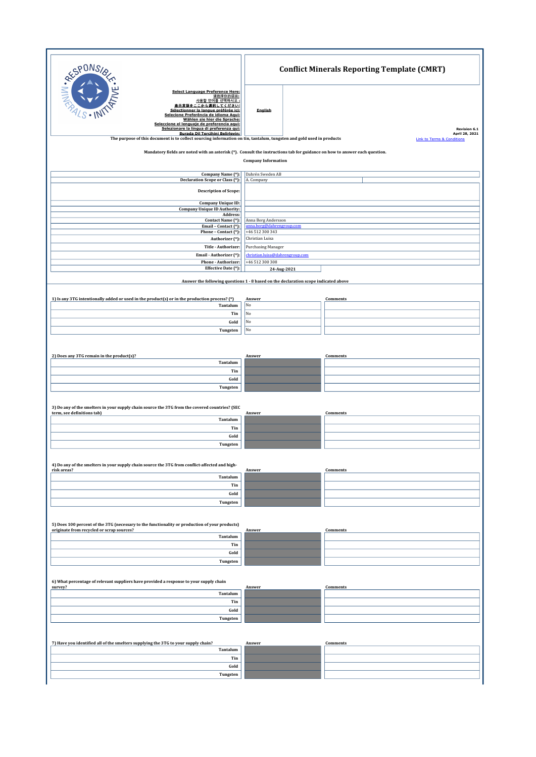# Conflict Minerals Reporting Template (CMRT)

Select Language Preference Here:
请选择你的语言:
사용할 언어를 선택하시오 :
表示言語をここから選択してください:
Sélectionner la langue préférée ici:
Selecione Preferência de idioma Aqui:
Wählen sie hier die Sprache:
Seleccione el lenguaje de preferencia aqui:
Selezionare la lingua di preferenza qui:
Burada Dil Tercihini Belirleyin:

**English**

Revision 6.1
April 28, 2021
Link to Terms & Conditions

The purpose of this document is to collect sourcing information on tin, tantalum, tungsten and gold used in products

Mandatory fields are noted with an asterisk (*). Consult the instructions tab for guidance on how to answer each question.

**Company Information**

| | |
|---|---|
| Company Name (*): | Dahrén Sweden AB |
| Declaration Scope or Class (*): | A. Company |
| Description of Scope: | |
| Company Unique ID: | |
| Company Unique ID Authority: | |
| Address: | |
| Contact Name (*): | Anna Borg Andersson |
| Email – Contact (*): | anna.borg@dahrengroup.com |
| Phone – Contact (*): | +46 512 300 343 |
| Authorizer (*): | Christian Luisa |
| Title - Authorizer: | Purchasing Manager |
| Email - Authorizer (*): | christian.luisa@dahrengroup.com |
| Phone - Authorizer: | +46 512 300 308 |
| Effective Date (*): | 24-Aug-2021 |

**Answer the following questions 1 - 8 based on the declaration scope indicated above**

| 1) Is any 3TG intentionally added or used in the product(s) or in the production process? (*) | Answer | Comments |
|---|---|---|
| Tantalum | No | |
| Tin | No | |
| Gold | No | |
| Tungsten | No | |

| 2) Does any 3TG remain in the product(s)? | Answer | Comments |
|---|---|---|
| Tantalum | | |
| Tin | | |
| Gold | | |
| Tungsten | | |

| 3) Do any of the smelters in your supply chain source the 3TG from the covered countries? (SEC term, see definitions tab) | Answer | Comments |
|---|---|---|
| Tantalum | | |
| Tin | | |
| Gold | | |
| Tungsten | | |

| 4) Do any of the smelters in your supply chain source the 3TG from conflict-affected and high-risk areas? | Answer | Comments |
|---|---|---|
| Tantalum | | |
| Tin | | |
| Gold | | |
| Tungsten | | |

| 5) Does 100 percent of the 3TG (necessary to the functionality or production of your products) originate from recycled or scrap sources? | Answer | Comments |
|---|---|---|
| Tantalum | | |
| Tin | | |
| Gold | | |
| Tungsten | | |

| 6) What percentage of relevant suppliers have provided a response to your supply chain survey? | Answer | Comments |
|---|---|---|
| Tantalum | | |
| Tin | | |
| Gold | | |
| Tungsten | | |

| 7) Have you identified all of the smelters supplying the 3TG to your supply chain? | Answer | Comments |
|---|---|---|
| Tantalum | | |
| Tin | | |
| Gold | | |
| Tungsten | | |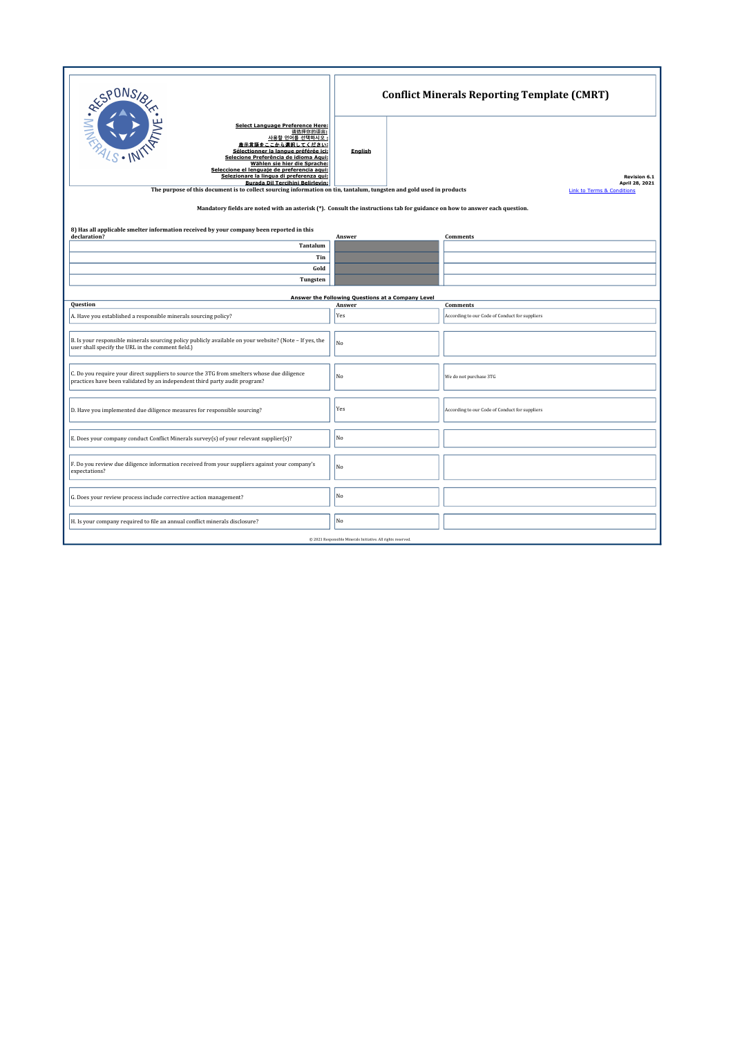# Conflict Minerals Reporting Template (CMRT)

Select Language Preference Here:
请选择你的语言:
사용할 언어를 선택하시오 :
表示言語をここから選択してください:
Sélectionner la langue préférée ici:
Selecione Preferência de idioma Aqui:
Wählen sie hier die Sprache:
Seleccione el lenguaje de preferencia aqui:
Selezionare la lingua di preferenza qui:
Burada Dil Tercihini Belirleyin:

English

Revision 6.1
April 28, 2021
Link to Terms & Conditions

The purpose of this document is to collect sourcing information on tin, tantalum, tungsten and gold used in products

Mandatory fields are noted with an asterisk (*). Consult the instructions tab for guidance on how to answer each question.

| 8) Has all applicable smelter information received by your company been reported in this declaration? | Answer | Comments |
|---|---|---|
| Tantalum | | |
| Tin | | |
| Gold | | |
| Tungsten | | |

**Answer the Following Questions at a Company Level**

| Question | Answer | Comments |
|---|---|---|
| A. Have you established a responsible minerals sourcing policy? | Yes | According to our Code of Conduct for suppliers |
| B. Is your responsible minerals sourcing policy publicly available on your website? (Note – If yes, the user shall specify the URL in the comment field.) | No | |
| C. Do you require your direct suppliers to source the 3TG from smelters whose due diligence practices have been validated by an independent third party audit program? | No | We do not purchase 3TG |
| D. Have you implemented due diligence measures for responsible sourcing? | Yes | According to our Code of Conduct for suppliers |
| E. Does your company conduct Conflict Minerals survey(s) of your relevant supplier(s)? | No | |
| F. Do you review due diligence information received from your suppliers against your company's expectations? | No | |
| G. Does your review process include corrective action management? | No | |
| H. Is your company required to file an annual conflict minerals disclosure? | No | |

© 2021 Responsible Minerals Initiative. All rights reserved.